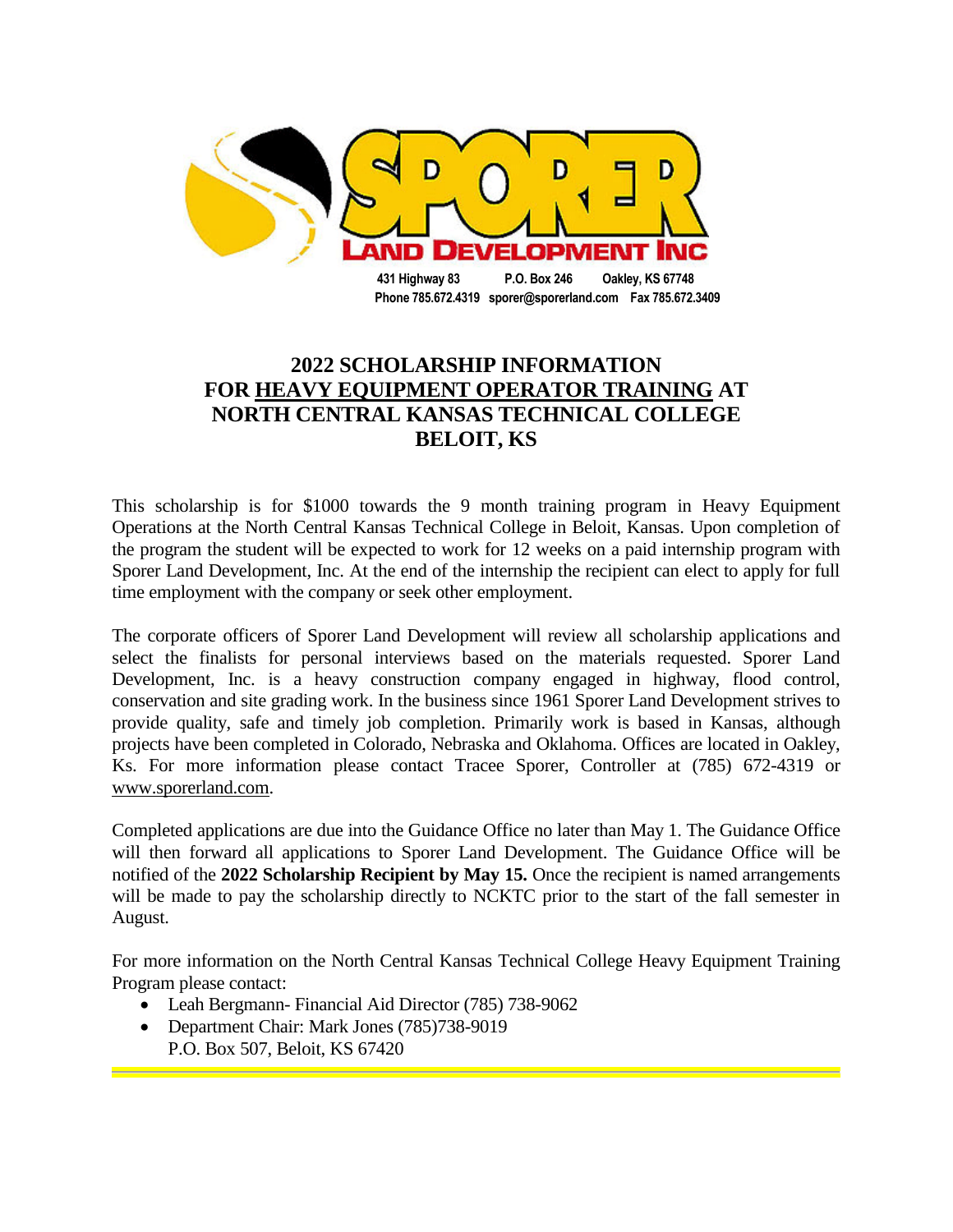**SPORER LAND DEVELOPMENT INC**

431 Highway 83 P.O. Box 246 Oakley, KS 67748
Phone 785.672.4319 sporer@sporerland.com Fax 785.672.3409

# 2022 SCHOLARSHIP INFORMATION FOR HEAVY EQUIPMENT OPERATOR TRAINING AT NORTH CENTRAL KANSAS TECHNICAL COLLEGE BELOIT, KS

This scholarship is for $1000 towards the 9 month training program in Heavy Equipment Operations at the North Central Kansas Technical College in Beloit, Kansas. Upon completion of the program the student will be expected to work for 12 weeks on a paid internship program with Sporer Land Development, Inc. At the end of the internship the recipient can elect to apply for full time employment with the company or seek other employment.

The corporate officers of Sporer Land Development will review all scholarship applications and select the finalists for personal interviews based on the materials requested. Sporer Land Development, Inc. is a heavy construction company engaged in highway, flood control, conservation and site grading work. In the business since 1961 Sporer Land Development strives to provide quality, safe and timely job completion. Primarily work is based in Kansas, although projects have been completed in Colorado, Nebraska and Oklahoma. Offices are located in Oakley, Ks. For more information please contact Tracee Sporer, Controller at (785) 672-4319 or www.sporerland.com.

Completed applications are due into the Guidance Office no later than May 1. The Guidance Office will then forward all applications to Sporer Land Development. The Guidance Office will be notified of the **2022 Scholarship Recipient by May 15.** Once the recipient is named arrangements will be made to pay the scholarship directly to NCKTC prior to the start of the fall semester in August.

For more information on the North Central Kansas Technical College Heavy Equipment Training Program please contact:

- Leah Bergmann- Financial Aid Director (785) 738-9062
- Department Chair: Mark Jones (785)738-9019
  P.O. Box 507, Beloit, KS 67420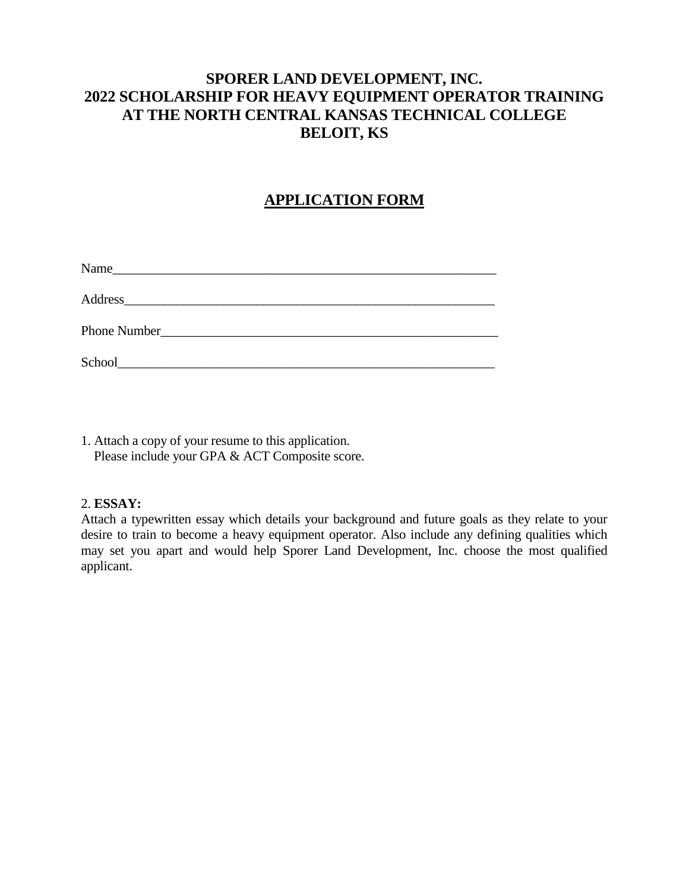# SPORER LAND DEVELOPMENT, INC.
# 2022 SCHOLARSHIP FOR HEAVY EQUIPMENT OPERATOR TRAINING
# AT THE NORTH CENTRAL KANSAS TECHNICAL COLLEGE
# BELOIT, KS

## APPLICATION FORM

Name___________________________________________________________

Address_________________________________________________________

Phone Number___________________________________________________

School__________________________________________________________

1. Attach a copy of your resume to this application.
   Please include your GPA & ACT Composite score.

2. **ESSAY:**
Attach a typewritten essay which details your background and future goals as they relate to your desire to train to become a heavy equipment operator. Also include any defining qualities which may set you apart and would help Sporer Land Development, Inc. choose the most qualified applicant.